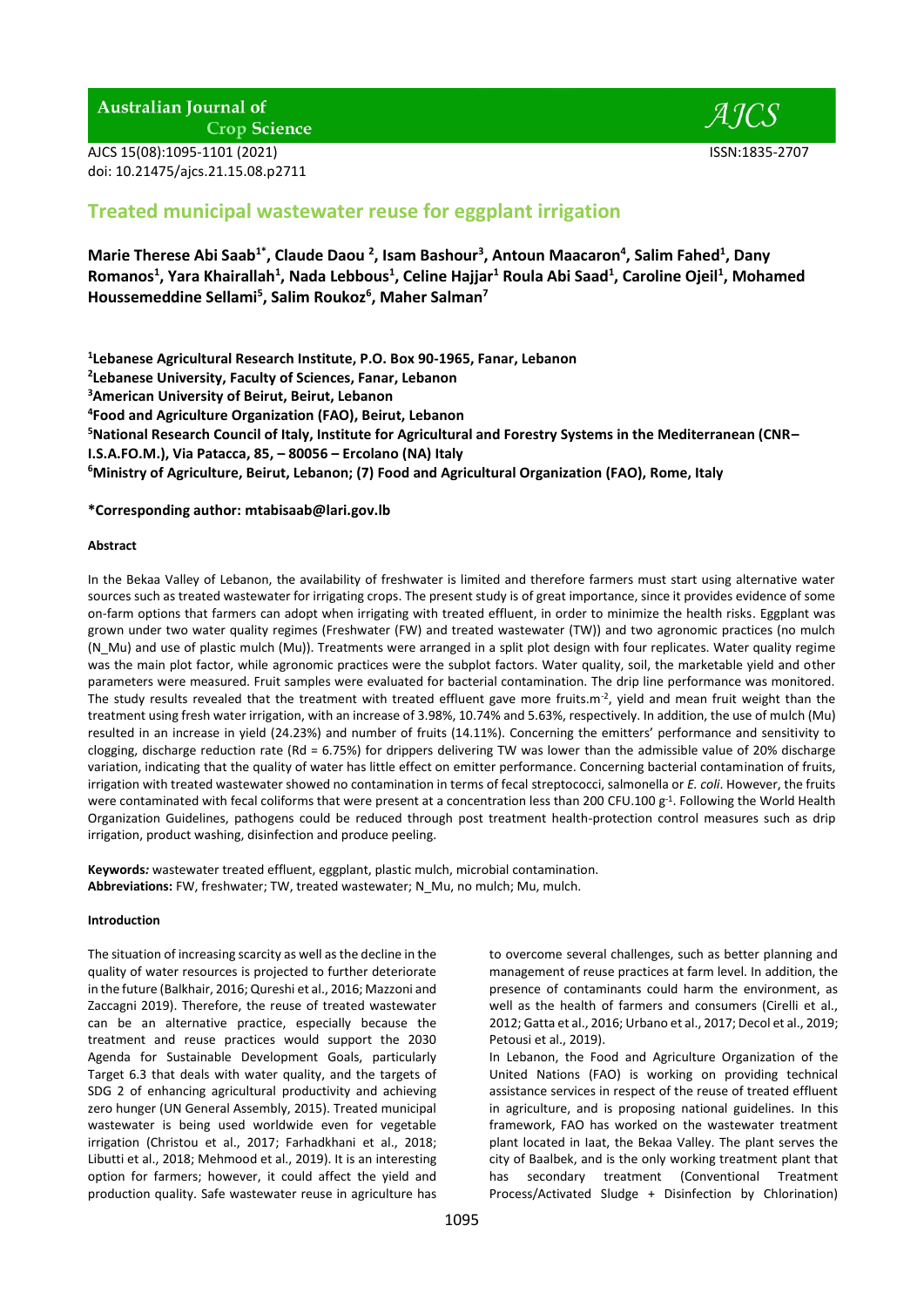# Treated municipal wastewater reuse for eggplant irrigation

**Marie Therese Abi Saab[1*], Claude Daou [2], Isam Bashour[3], Antoun Maacaron[4], Salim Fahed[1], Dany Romanos[1], Yara Khairallah[1], Nada Lebbous[1], Celine Hajjar[1] Roula Abi Saad[1], Caroline Ojeil[1], Mohamed Houssemeddine Sellami[5], Salim Roukoz[6], Maher Salman[7]**

**[1]Lebanese Agricultural Research Institute, P.O. Box 90-1965, Fanar, Lebanon**
**[2]Lebanese University, Faculty of Sciences, Fanar, Lebanon**
**[3]American University of Beirut, Beirut, Lebanon**
**[4]Food and Agriculture Organization (FAO), Beirut, Lebanon**
**[5]National Research Council of Italy, Institute for Agricultural and Forestry Systems in the Mediterranean (CNR–I.S.A.FO.M.), Via Patacca, 85, – 80056 – Ercolano (NA) Italy**
**[6]Ministry of Agriculture, Beirut, Lebanon; (7) Food and Agricultural Organization (FAO), Rome, Italy**

**\*Corresponding author: mtabisaab@lari.gov.lb**

#### Abstract

In the Bekaa Valley of Lebanon, the availability of freshwater is limited and therefore farmers must start using alternative water sources such as treated wastewater for irrigating crops. The present study is of great importance, since it provides evidence of some on-farm options that farmers can adopt when irrigating with treated effluent, in order to minimize the health risks. Eggplant was grown under two water quality regimes (Freshwater (FW) and treated wastewater (TW)) and two agronomic practices (no mulch (N_Mu) and use of plastic mulch (Mu)). Treatments were arranged in a split plot design with four replicates. Water quality regime was the main plot factor, while agronomic practices were the subplot factors. Water quality, soil, the marketable yield and other parameters were measured. Fruit samples were evaluated for bacterial contamination. The drip line performance was monitored. The study results revealed that the treatment with treated effluent gave more fruits.m$^{-2}$, yield and mean fruit weight than the treatment using fresh water irrigation, with an increase of 3.98%, 10.74% and 5.63%, respectively. In addition, the use of mulch (Mu) resulted in an increase in yield (24.23%) and number of fruits (14.11%). Concerning the emitters' performance and sensitivity to clogging, discharge reduction rate (Rd = 6.75%) for drippers delivering TW was lower than the admissible value of 20% discharge variation, indicating that the quality of water has little effect on emitter performance. Concerning bacterial contamination of fruits, irrigation with treated wastewater showed no contamination in terms of fecal streptococci, salmonella or *E. coli*. However, the fruits were contaminated with fecal coliforms that were present at a concentration less than 200 CFU.100 g$^{-1}$. Following the World Health Organization Guidelines, pathogens could be reduced through post treatment health-protection control measures such as drip irrigation, product washing, disinfection and produce peeling.

**Keywords:** wastewater treated effluent, eggplant, plastic mulch, microbial contamination.
**Abbreviations:** FW, freshwater; TW, treated wastewater; N_Mu, no mulch; Mu, mulch.

#### Introduction

The situation of increasing scarcity as well as the decline in the quality of water resources is projected to further deteriorate in the future (Balkhair, 2016; Qureshi et al., 2016; Mazzoni and Zaccagni 2019). Therefore, the reuse of treated wastewater can be an alternative practice, especially because the treatment and reuse practices would support the 2030 Agenda for Sustainable Development Goals, particularly Target 6.3 that deals with water quality, and the targets of SDG 2 of enhancing agricultural productivity and achieving zero hunger (UN General Assembly, 2015). Treated municipal wastewater is being used worldwide even for vegetable irrigation (Christou et al., 2017; Farhadkhani et al., 2018; Libutti et al., 2018; Mehmood et al., 2019). It is an interesting option for farmers; however, it could affect the yield and production quality. Safe wastewater reuse in agriculture has to overcome several challenges, such as better planning and management of reuse practices at farm level. In addition, the presence of contaminants could harm the environment, as well as the health of farmers and consumers (Cirelli et al., 2012; Gatta et al., 2016; Urbano et al., 2017; Decol et al., 2019; Petousi et al., 2019).

In Lebanon, the Food and Agriculture Organization of the United Nations (FAO) is working on providing technical assistance services in respect of the reuse of treated effluent in agriculture, and is proposing national guidelines. In this framework, FAO has worked on the wastewater treatment plant located in Iaat, the Bekaa Valley. The plant serves the city of Baalbek, and is the only working treatment plant that has secondary treatment (Conventional Treatment Process/Activated Sludge + Disinfection by Chlorination)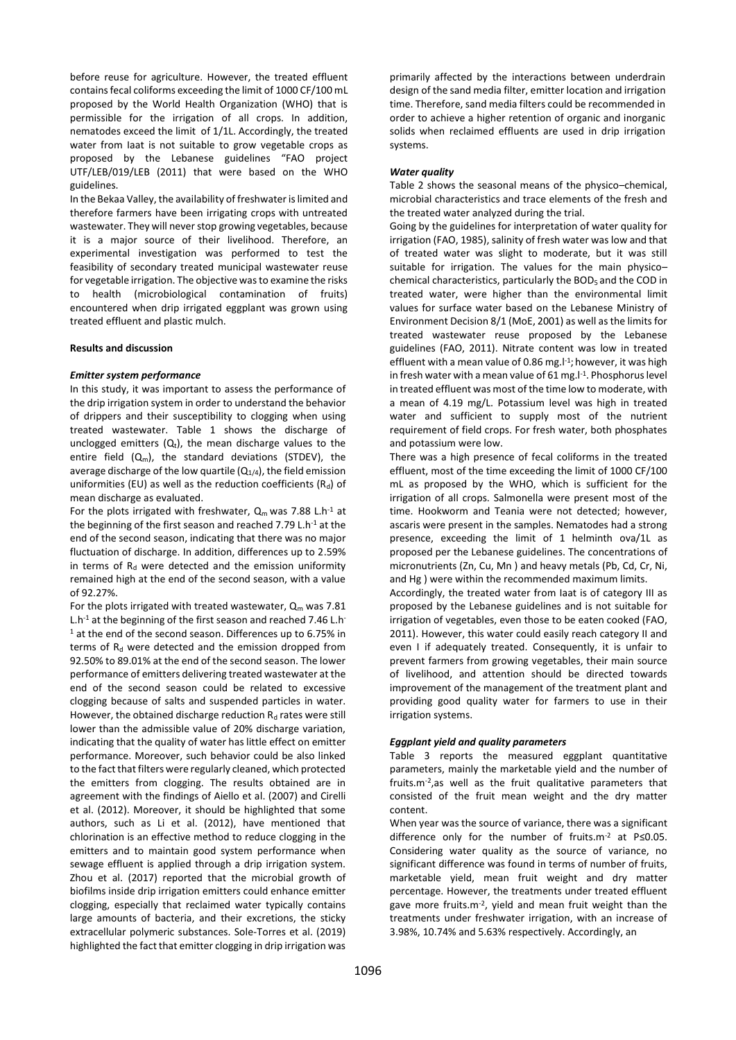before reuse for agriculture. However, the treated effluent contains fecal coliforms exceeding the limit of 1000 CF/100 mL proposed by the World Health Organization (WHO) that is permissible for the irrigation of all crops. In addition, nematodes exceed the limit of 1/1L. Accordingly, the treated water from Iaat is not suitable to grow vegetable crops as proposed by the Lebanese guidelines "FAO project UTF/LEB/019/LEB (2011) that were based on the WHO guidelines.

In the Bekaa Valley, the availability of freshwater is limited and therefore farmers have been irrigating crops with untreated wastewater. They will never stop growing vegetables, because it is a major source of their livelihood. Therefore, an experimental investigation was performed to test the feasibility of secondary treated municipal wastewater reuse for vegetable irrigation. The objective was to examine the risks to health (microbiological contamination of fruits) encountered when drip irrigated eggplant was grown using treated effluent and plastic mulch.

## Results and discussion

### *Emitter system performance*

In this study, it was important to assess the performance of the drip irrigation system in order to understand the behavior of drippers and their susceptibility to clogging when using treated wastewater. Table 1 shows the discharge of unclogged emitters ($Q_t$), the mean discharge values to the entire field ($Q_m$), the standard deviations (STDEV), the average discharge of the low quartile ($Q_{1/4}$), the field emission uniformities (EU) as well as the reduction coefficients ($R_d$) of mean discharge as evaluated.

For the plots irrigated with freshwater, $Q_m$ was 7.88 $L.h^{-1}$ at the beginning of the first season and reached 7.79 $L.h^{-1}$ at the end of the second season, indicating that there was no major fluctuation of discharge. In addition, differences up to 2.59% in terms of $R_d$ were detected and the emission uniformity remained high at the end of the second season, with a value of 92.27%.

For the plots irrigated with treated wastewater, $Q_m$ was 7.81 $L.h^{-1}$ at the beginning of the first season and reached 7.46 $L.h^{-1}$ at the end of the second season. Differences up to 6.75% in terms of $R_d$ were detected and the emission dropped from 92.50% to 89.01% at the end of the second season. The lower performance of emitters delivering treated wastewater at the end of the second season could be related to excessive clogging because of salts and suspended particles in water. However, the obtained discharge reduction $R_d$ rates were still lower than the admissible value of 20% discharge variation, indicating that the quality of water has little effect on emitter performance. Moreover, such behavior could be also linked to the fact that filters were regularly cleaned, which protected the emitters from clogging. The results obtained are in agreement with the findings of Aiello et al. (2007) and Cirelli et al. (2012). Moreover, it should be highlighted that some authors, such as Li et al. (2012), have mentioned that chlorination is an effective method to reduce clogging in the emitters and to maintain good system performance when sewage effluent is applied through a drip irrigation system. Zhou et al. (2017) reported that the microbial growth of biofilms inside drip irrigation emitters could enhance emitter clogging, especially that reclaimed water typically contains large amounts of bacteria, and their excretions, the sticky extracellular polymeric substances. Sole-Torres et al. (2019) highlighted the fact that emitter clogging in drip irrigation was primarily affected by the interactions between underdrain design of the sand media filter, emitter location and irrigation time. Therefore, sand media filters could be recommended in order to achieve a higher retention of organic and inorganic solids when reclaimed effluents are used in drip irrigation systems.

### *Water quality*

Table 2 shows the seasonal means of the physico–chemical, microbial characteristics and trace elements of the fresh and the treated water analyzed during the trial.

Going by the guidelines for interpretation of water quality for irrigation (FAO, 1985), salinity of fresh water was low and that of treated water was slight to moderate, but it was still suitable for irrigation. The values for the main physico–chemical characteristics, particularly the $BOD_5$ and the COD in treated water, were higher than the environmental limit values for surface water based on the Lebanese Ministry of Environment Decision 8/1 (MoE, 2001) as well as the limits for treated wastewater reuse proposed by the Lebanese guidelines (FAO, 2011). Nitrate content was low in treated effluent with a mean value of 0.86 $mg.l^{-1}$; however, it was high in fresh water with a mean value of 61 $mg.l^{-1}$. Phosphorus level in treated effluent was most of the time low to moderate, with a mean of 4.19 mg/L. Potassium level was high in treated water and sufficient to supply most of the nutrient requirement of field crops. For fresh water, both phosphates and potassium were low.

There was a high presence of fecal coliforms in the treated effluent, most of the time exceeding the limit of 1000 CF/100 mL as proposed by the WHO, which is sufficient for the irrigation of all crops. Salmonella were present most of the time. Hookworm and Teania were not detected; however, ascaris were present in the samples. Nematodes had a strong presence, exceeding the limit of 1 helminth ova/1L as proposed per the Lebanese guidelines. The concentrations of micronutrients (Zn, Cu, Mn ) and heavy metals (Pb, Cd, Cr, Ni, and Hg ) were within the recommended maximum limits.

Accordingly, the treated water from Iaat is of category III as proposed by the Lebanese guidelines and is not suitable for irrigation of vegetables, even those to be eaten cooked (FAO, 2011). However, this water could easily reach category II and even I if adequately treated. Consequently, it is unfair to prevent farmers from growing vegetables, their main source of livelihood, and attention should be directed towards improvement of the management of the treatment plant and providing good quality water for farmers to use in their irrigation systems.

### *Eggplant yield and quality parameters*

Table 3 reports the measured eggplant quantitative parameters, mainly the marketable yield and the number of $fruits.m^{-2}$, as well as the fruit qualitative parameters that consisted of the fruit mean weight and the dry matter content.

When year was the source of variance, there was a significant difference only for the number of $fruits.m^{-2}$ at $P \leq 0.05$. Considering water quality as the source of variance, no significant difference was found in terms of number of fruits, marketable yield, mean fruit weight and dry matter percentage. However, the treatments under treated effluent gave more $fruits.m^{-2}$, yield and mean fruit weight than the treatments under freshwater irrigation, with an increase of 3.98%, 10.74% and 5.63% respectively. Accordingly, an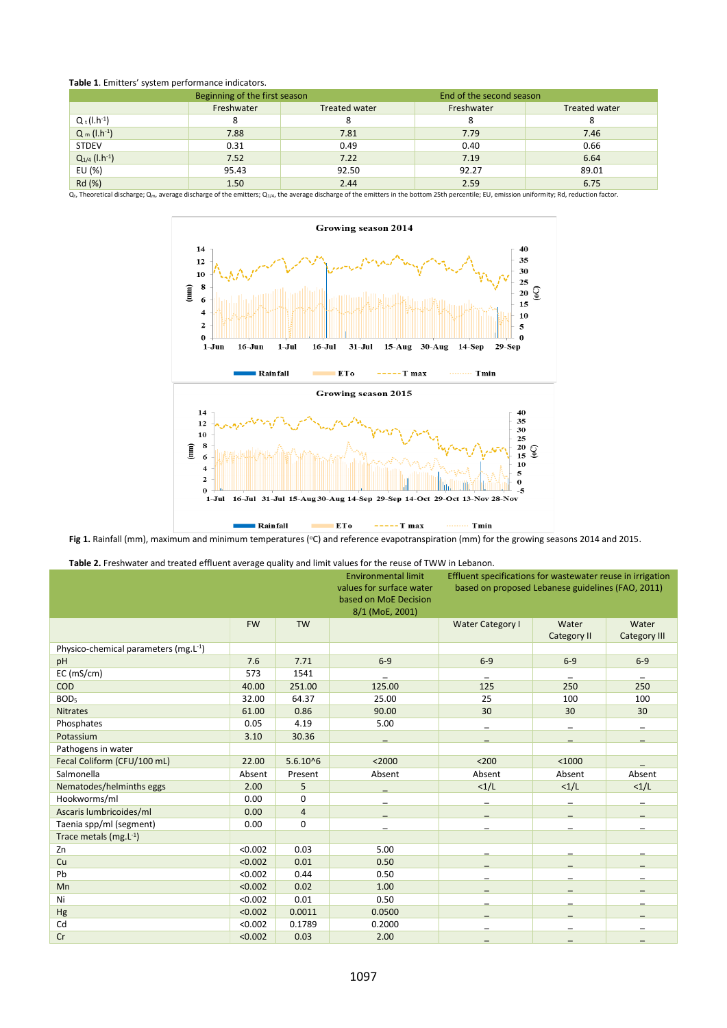**Table 1**. Emitters' system performance indicators.

| | Beginning of the first season | | End of the second season | |
|---|---|---|---|---|
| | Freshwater | Treated water | Freshwater | Treated water |
| $Q_t$ ($l.h^{-1}$) | 8 | 8 | 8 | 8 |
| $Q_m$ ($l.h^{-1}$) | 7.88 | 7.81 | 7.79 | 7.46 |
| STDEV | 0.31 | 0.49 | 0.40 | 0.66 |
| $Q_{1/4}$ ($l.h^{-1}$) | 7.52 | 7.22 | 7.19 | 6.64 |
| EU (%) | 95.43 | 92.50 | 92.27 | 89.01 |
| Rd (%) | 1.50 | 2.44 | 2.59 | 6.75 |

$Q_t$, Theoretical discharge; $Q_m$, average discharge of the emitters; $Q_{1/4}$, the average discharge of the emitters in the bottom 25th percentile; EU, emission uniformity; Rd, reduction factor.

**Fig 1.** Rainfall (mm), maximum and minimum temperatures (°C) and reference evapotranspiration (mm) for the growing seasons 2014 and 2015.

**Table 2.** Freshwater and treated effluent average quality and limit values for the reuse of TWW in Lebanon.

| | | | Environmental limit values for surface water based on MoE Decision 8/1 (MoE, 2001) | Effluent specifications for wastewater reuse in irrigation based on proposed Lebanese guidelines (FAO, 2011) | | |
|---|---|---|---|---|---|---|
| | FW | TW | | Water Category I | Water Category II | Water Category III |
| Physico-chemical parameters ($mg.L^{-1}$) | | | | | | |
| pH | 7.6 | 7.71 | 6-9 | 6-9 | 6-9 | 6-9 |
| EC (mS/cm) | 573 | 1541 | _ | _ | _ | _ |
| COD | 40.00 | 251.00 | 125.00 | 125 | 250 | 250 |
| $BOD_5$ | 32.00 | 64.37 | 25.00 | 25 | 100 | 100 |
| Nitrates | 61.00 | 0.86 | 90.00 | 30 | 30 | 30 |
| Phosphates | 0.05 | 4.19 | 5.00 | _ | _ | _ |
| Potassium | 3.10 | 30.36 | _ | _ | _ | _ |
| Pathogens in water | | | | | | |
| Fecal Coliform (CFU/100 mL) | 22.00 | 5.6.10^6 | <2000 | <200 | <1000 | _ |
| Salmonella | Absent | Present | Absent | Absent | Absent | Absent |
| Nematodes/helminths eggs | 2.00 | 5 | _ | <1/L | <1/L | <1/L |
| Hookworms/ml | 0.00 | 0 | _ | _ | _ | _ |
| Ascaris lumbricoides/ml | 0.00 | 4 | _ | _ | _ | _ |
| Taenia spp/ml (segment) | 0.00 | 0 | _ | _ | _ | _ |
| Trace metals ($mg.L^{-1}$) | | | | | | |
| Zn | <0.002 | 0.03 | 5.00 | _ | _ | _ |
| Cu | <0.002 | 0.01 | 0.50 | _ | _ | _ |
| Pb | <0.002 | 0.44 | 0.50 | _ | _ | _ |
| Mn | <0.002 | 0.02 | 1.00 | _ | _ | _ |
| Ni | <0.002 | 0.01 | 0.50 | _ | _ | _ |
| Hg | <0.002 | 0.0011 | 0.0500 | _ | _ | _ |
| Cd | <0.002 | 0.1789 | 0.2000 | _ | _ | _ |
| Cr | <0.002 | 0.03 | 2.00 | _ | _ | _ |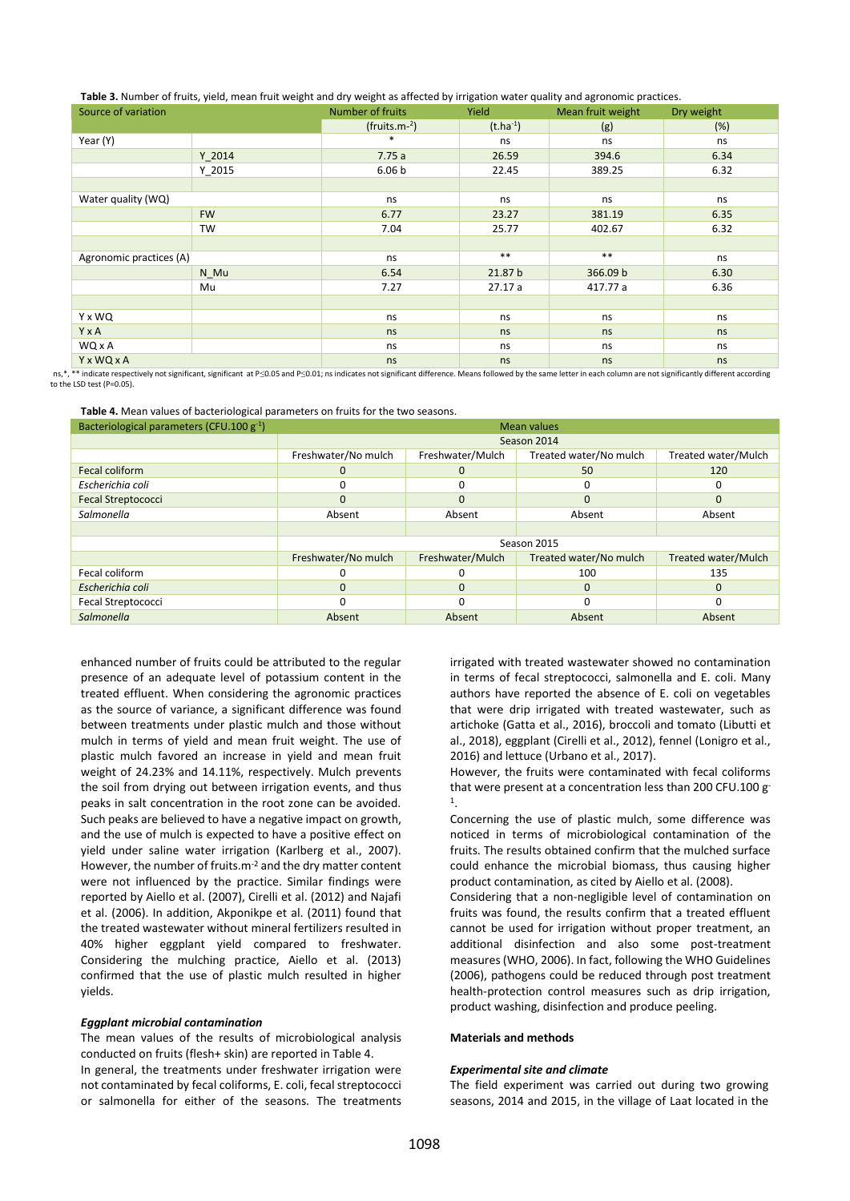**Table 3.** Number of fruits, yield, mean fruit weight and dry weight as affected by irrigation water quality and agronomic practices.

| Source of variation | | Number of fruits | Yield | Mean fruit weight | Dry weight |
|---|---|---|---|---|---|
| | | (fruits.m$^{-2}$) | (t.ha$^{-1}$) | (g) | (%) |
| Year (Y) | | * | ns | ns | ns |
| | Y_2014 | 7.75 a | 26.59 | 394.6 | 6.34 |
| | Y_2015 | 6.06 b | 22.45 | 389.25 | 6.32 |
| | | | | | |
| Water quality (WQ) | | ns | ns | ns | ns |
| | FW | 6.77 | 23.27 | 381.19 | 6.35 |
| | TW | 7.04 | 25.77 | 402.67 | 6.32 |
| | | | | | |
| Agronomic practices (A) | | ns | ** | ** | ns |
| | N_Mu | 6.54 | 21.87 b | 366.09 b | 6.30 |
| | Mu | 7.27 | 27.17 a | 417.77 a | 6.36 |
| | | | | | |
| Y x WQ | | ns | ns | ns | ns |
| Y x A | | ns | ns | ns | ns |
| WQ x A | | ns | ns | ns | ns |
| Y x WQ x A | | ns | ns | ns | ns |

ns,*, ** indicate respectively not significant, significant at P≤0.05 and P≤0.01; ns indicates not significant difference. Means followed by the same letter in each column are not significantly different according to the LSD test (P=0.05).

**Table 4.** Mean values of bacteriological parameters on fruits for the two seasons.

| Bacteriological parameters (CFU.100 g$^{-1}$) | Mean values | | | |
|---|---|---|---|---|
| | Season 2014 | | | |
| | Freshwater/No mulch | Freshwater/Mulch | Treated water/No mulch | Treated water/Mulch |
| Fecal coliform | 0 | 0 | 50 | 120 |
| *Escherichia coli* | 0 | 0 | 0 | 0 |
| Fecal Streptococci | 0 | 0 | 0 | 0 |
| *Salmonella* | Absent | Absent | Absent | Absent |
| | | | | |
| | Season 2015 | | | |
| | Freshwater/No mulch | Freshwater/Mulch | Treated water/No mulch | Treated water/Mulch |
| Fecal coliform | 0 | 0 | 100 | 135 |
| *Escherichia coli* | 0 | 0 | 0 | 0 |
| Fecal Streptococci | 0 | 0 | 0 | 0 |
| *Salmonella* | Absent | Absent | Absent | Absent |

enhanced number of fruits could be attributed to the regular presence of an adequate level of potassium content in the treated effluent. When considering the agronomic practices as the source of variance, a significant difference was found between treatments under plastic mulch and those without mulch in terms of yield and mean fruit weight. The use of plastic mulch favored an increase in yield and mean fruit weight of 24.23% and 14.11%, respectively. Mulch prevents the soil from drying out between irrigation events, and thus peaks in salt concentration in the root zone can be avoided. Such peaks are believed to have a negative impact on growth, and the use of mulch is expected to have a positive effect on yield under saline water irrigation (Karlberg et al., 2007). However, the number of fruits.m$^{-2}$ and the dry matter content were not influenced by the practice. Similar findings were reported by Aiello et al. (2007), Cirelli et al. (2012) and Najafi et al. (2006). In addition, Akponikpe et al. (2011) found that the treated wastewater without mineral fertilizers resulted in 40% higher eggplant yield compared to freshwater. Considering the mulching practice, Aiello et al. (2013) confirmed that the use of plastic mulch resulted in higher yields.

***Eggplant microbial contamination***

The mean values of the results of microbiological analysis conducted on fruits (flesh+ skin) are reported in Table 4.

In general, the treatments under freshwater irrigation were not contaminated by fecal coliforms, E. coli, fecal streptococci or salmonella for either of the seasons. The treatments irrigated with treated wastewater showed no contamination in terms of fecal streptococci, salmonella and E. coli. Many authors have reported the absence of E. coli on vegetables that were drip irrigated with treated wastewater, such as artichoke (Gatta et al., 2016), broccoli and tomato (Libutti et al., 2018), eggplant (Cirelli et al., 2012), fennel (Lonigro et al., 2016) and lettuce (Urbano et al., 2017).

However, the fruits were contaminated with fecal coliforms that were present at a concentration less than 200 CFU.100 g$^{-1}$.

Concerning the use of plastic mulch, some difference was noticed in terms of microbiological contamination of the fruits. The results obtained confirm that the mulched surface could enhance the microbial biomass, thus causing higher product contamination, as cited by Aiello et al. (2008).

Considering that a non-negligible level of contamination on fruits was found, the results confirm that a treated effluent cannot be used for irrigation without proper treatment, an additional disinfection and also some post-treatment measures (WHO, 2006). In fact, following the WHO Guidelines (2006), pathogens could be reduced through post treatment health-protection control measures such as drip irrigation, product washing, disinfection and produce peeling.

**Materials and methods**

***Experimental site and climate***

The field experiment was carried out during two growing seasons, 2014 and 2015, in the village of Laat located in the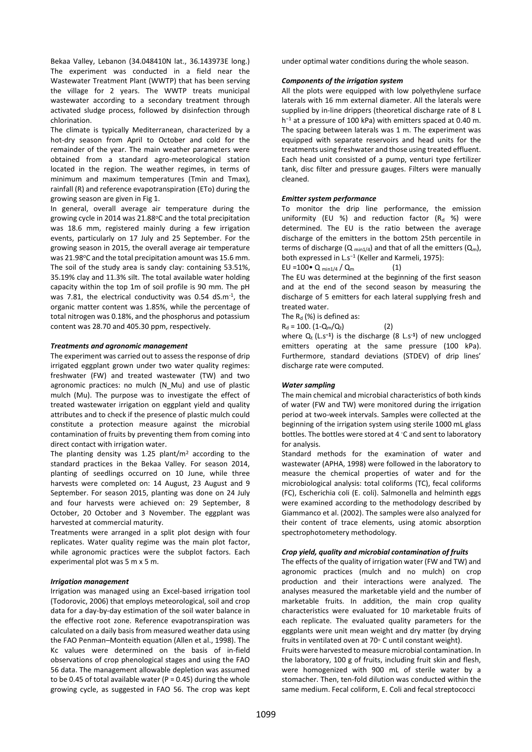Bekaa Valley, Lebanon (34.048410N lat., 36.143973E long.) The experiment was conducted in a field near the Wastewater Treatment Plant (WWTP) that has been serving the village for 2 years. The WWTP treats municipal wastewater according to a secondary treatment through activated sludge process, followed by disinfection through chlorination.

The climate is typically Mediterranean, characterized by a hot-dry season from April to October and cold for the remainder of the year. The main weather parameters were obtained from a standard agro-meteorological station located in the region. The weather regimes, in terms of minimum and maximum temperatures (Tmin and Tmax), rainfall (R) and reference evapotranspiration (ETo) during the growing season are given in Fig 1.

In general, overall average air temperature during the growing cycle in 2014 was 21.88°C and the total precipitation was 18.6 mm, registered mainly during a few irrigation events, particularly on 17 July and 25 September. For the growing season in 2015, the overall average air temperature was 21.98°C and the total precipitation amount was 15.6 mm. The soil of the study area is sandy clay: containing 53.51%, 35.19% clay and 11.3% silt. The total available water holding capacity within the top 1m of soil profile is 90 mm. The pH was 7.81, the electrical conductivity was 0.54 $dS.m^{-1}$, the organic matter content was 1.85%, while the percentage of total nitrogen was 0.18%, and the phosphorus and potassium content was 28.70 and 405.30 ppm, respectively.

### *Treatments and agronomic management*

The experiment was carried out to assess the response of drip irrigated eggplant grown under two water quality regimes: freshwater (FW) and treated wastewater (TW) and two agronomic practices: no mulch (N_Mu) and use of plastic mulch (Mu). The purpose was to investigate the effect of treated wastewater irrigation on eggplant yield and quality attributes and to check if the presence of plastic mulch could constitute a protection measure against the microbial contamination of fruits by preventing them from coming into direct contact with irrigation water.

The planting density was 1.25 plant/$m^2$ according to the standard practices in the Bekaa Valley. For season 2014, planting of seedlings occurred on 10 June, while three harvests were completed on: 14 August, 23 August and 9 September. For season 2015, planting was done on 24 July and four harvests were achieved on: 29 September, 8 October, 20 October and 3 November. The eggplant was harvested at commercial maturity.

Treatments were arranged in a split plot design with four replicates. Water quality regime was the main plot factor, while agronomic practices were the subplot factors. Each experimental plot was 5 m x 5 m.

### *Irrigation management*

Irrigation was managed using an Excel-based irrigation tool (Todorovic, 2006) that employs meteorological, soil and crop data for a day-by-day estimation of the soil water balance in the effective root zone. Reference evapotranspiration was calculated on a daily basis from measured weather data using the FAO Penman–Monteith equation (Allen et al., 1998). The Kc values were determined on the basis of in-field observations of crop phenological stages and using the FAO 56 data. The management allowable depletion was assumed to be 0.45 of total available water (P = 0.45) during the whole growing cycle, as suggested in FAO 56. The crop was kept under optimal water conditions during the whole season.

### *Components of the irrigation system*

All the plots were equipped with low polyethylene surface laterals with 16 mm external diameter. All the laterals were supplied by in-line drippers (theoretical discharge rate of 8 L $h^{-1}$ at a pressure of 100 kPa) with emitters spaced at 0.40 m. The spacing between laterals was 1 m. The experiment was equipped with separate reservoirs and head units for the treatments using freshwater and those using treated effluent. Each head unit consisted of a pump, venturi type fertilizer tank, disc filter and pressure gauges. Filters were manually cleaned.

### *Emitter system performance*

To monitor the drip line performance, the emission uniformity (EU %) and reduction factor ($R_d$ %) were determined. The EU is the ratio between the average discharge of the emitters in the bottom 25th percentile in terms of discharge ($Q_{min1/4}$) and that of all the emitters ($Q_m$), both expressed in $L.s^{-1}$ (Keller and Karmeli, 1975):

$$EU = 100 \cdot Q_{min1/4} / Q_m \quad (1)$$

The EU was determined at the beginning of the first season and at the end of the second season by measuring the discharge of 5 emitters for each lateral supplying fresh and treated water.

The $R_d$ (%) is defined as:

$$R_d = 100.\,(1 - Q_m/Q_t) \quad (2)$$

where $Q_t$ ($L.s^{-1}$) is the discharge (8 $L.s^{-1}$) of new unclogged emitters operating at the same pressure (100 kPa). Furthermore, standard deviations (STDEV) of drip lines' discharge rate were computed.

### *Water sampling*

The main chemical and microbial characteristics of both kinds of water (FW and TW) were monitored during the irrigation period at two-week intervals. Samples were collected at the beginning of the irrigation system using sterile 1000 mL glass bottles. The bottles were stored at 4 °C and sent to laboratory for analysis.

Standard methods for the examination of water and wastewater (APHA, 1998) were followed in the laboratory to measure the chemical properties of water and for the microbiological analysis: total coliforms (TC), fecal coliforms (FC), Escherichia coli (E. coli). Salmonella and helminth eggs were examined according to the methodology described by Giammanco et al. (2002). The samples were also analyzed for their content of trace elements, using atomic absorption spectrophotometery methodology.

### *Crop yield, quality and microbial contamination of fruits*

The effects of the quality of irrigation water (FW and TW) and agronomic practices (mulch and no mulch) on crop production and their interactions were analyzed. The analyses measured the marketable yield and the number of marketable fruits. In addition, the main crop quality characteristics were evaluated for 10 marketable fruits of each replicate. The evaluated quality parameters for the eggplants were unit mean weight and dry matter (by drying fruits in ventilated oven at 70° C until constant weight).

Fruits were harvested to measure microbial contamination. In the laboratory, 100 g of fruits, including fruit skin and flesh, were homogenized with 900 mL of sterile water by a stomacher. Then, ten-fold dilution was conducted within the same medium. Fecal coliform, E. Coli and fecal streptococci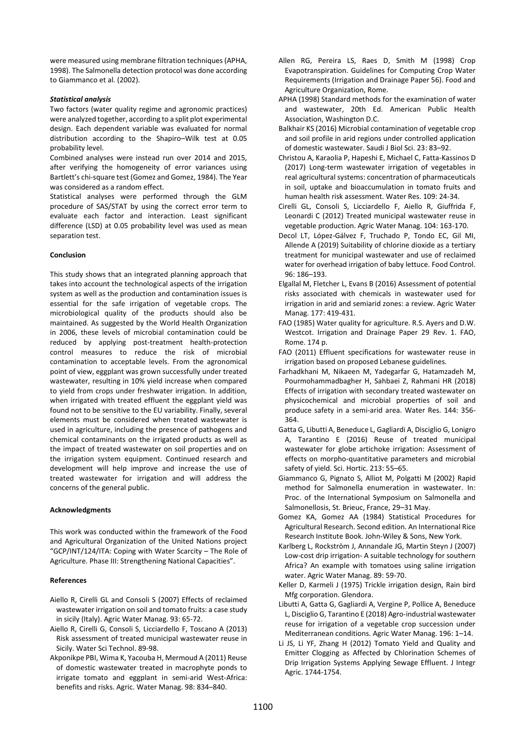were measured using membrane filtration techniques (APHA, 1998). The Salmonella detection protocol was done according to Giammanco et al. (2002).

### *Statistical analysis*

Two factors (water quality regime and agronomic practices) were analyzed together, according to a split plot experimental design. Each dependent variable was evaluated for normal distribution according to the Shapiro–Wilk test at 0.05 probability level.

Combined analyses were instead run over 2014 and 2015, after verifying the homogeneity of error variances using Bartlett's chi-square test (Gomez and Gomez, 1984). The Year was considered as a random effect.

Statistical analyses were performed through the GLM procedure of SAS/STAT by using the correct error term to evaluate each factor and interaction. Least significant difference (LSD) at 0.05 probability level was used as mean separation test.

## Conclusion

This study shows that an integrated planning approach that takes into account the technological aspects of the irrigation system as well as the production and contamination issues is essential for the safe irrigation of vegetable crops. The microbiological quality of the products should also be maintained. As suggested by the World Health Organization in 2006, these levels of microbial contamination could be reduced by applying post-treatment health-protection control measures to reduce the risk of microbial contamination to acceptable levels. From the agronomical point of view, eggplant was grown successfully under treated wastewater, resulting in 10% yield increase when compared to yield from crops under freshwater irrigation. In addition, when irrigated with treated effluent the eggplant yield was found not to be sensitive to the EU variability. Finally, several elements must be considered when treated wastewater is used in agriculture, including the presence of pathogens and chemical contaminants on the irrigated products as well as the impact of treated wastewater on soil properties and on the irrigation system equipment. Continued research and development will help improve and increase the use of treated wastewater for irrigation and will address the concerns of the general public.

## Acknowledgments

This work was conducted within the framework of the Food and Agricultural Organization of the United Nations project "GCP/INT/124/ITA: Coping with Water Scarcity – The Role of Agriculture. Phase III: Strengthening National Capacities".

## References

- Aiello R, Cirelli GL and Consoli S (2007) Effects of reclaimed wastewater irrigation on soil and tomato fruits: a case study in sicily (Italy). Agric Water Manag. 93: 65-72.
- Aiello R, Cirelli G, Consoli S, Licciardello F, Toscano A (2013) Risk assessment of treated municipal wastewater reuse in Sicily. Water Sci Technol. 89-98.
- Akponikpe PBI, Wima K, Yacouba H, Mermoud A (2011) Reuse of domestic wastewater treated in macrophyte ponds to irrigate tomato and eggplant in semi-arid West-Africa: benefits and risks. Agric. Water Manag. 98: 834–840.
- Allen RG, Pereira LS, Raes D, Smith M (1998) Crop Evapotranspiration. Guidelines for Computing Crop Water Requirements (Irrigation and Drainage Paper 56). Food and Agriculture Organization, Rome.
- APHA (1998) Standard methods for the examination of water and wastewater, 20th Ed. American Public Health Association, Washington D.C.
- Balkhair KS (2016) Microbial contamination of vegetable crop and soil profile in arid regions under controlled application of domestic wastewater. Saudi J Biol Sci. 23: 83–92.
- Christou A, Karaolia P, Hapeshi E, Michael C, Fatta-Kassinos D (2017) Long-term wastewater irrigation of vegetables in real agricultural systems: concentration of pharmaceuticals in soil, uptake and bioaccumulation in tomato fruits and human health risk assessment. Water Res. 109: 24-34.
- Cirelli GL, Consoli S, Licciardello F, Aiello R, Giuffrida F, Leonardi C (2012) Treated municipal wastewater reuse in vegetable production. Agric Water Manag. 104: 163-170.
- Decol LT, López-Gálvez F, Truchado P, Tondo EC, Gil MI, Allende A (2019) Suitability of chlorine dioxide as a tertiary treatment for municipal wastewater and use of reclaimed water for overhead irrigation of baby lettuce. Food Control. 96: 186–193.
- Elgallal M, Fletcher L, Evans B (2016) Assessment of potential risks associated with chemicals in wastewater used for irrigation in arid and semiarid zones: a review. Agric Water Manag. 177: 419-431.
- FAO (1985) Water quality for agriculture. R.S. Ayers and D.W. Westcot. Irrigation and Drainage Paper 29 Rev. 1. FAO, Rome. 174 p.
- FAO (2011) Effluent specifications for wastewater reuse in irrigation based on proposed Lebanese guidelines.
- Farhadkhani M, Nikaeen M, Yadegarfar G, Hatamzadeh M, Pourmohammadbagher H, Sahbaei Z, Rahmani HR (2018) Effects of irrigation with secondary treated wastewater on physicochemical and microbial properties of soil and produce safety in a semi-arid area. Water Res. 144: 356-364.
- Gatta G, Libutti A, Beneduce L, Gagliardi A, Disciglio G, Lonigro A, Tarantino E (2016) Reuse of treated municipal wastewater for globe artichoke irrigation: Assessment of effects on morpho-quantitative parameters and microbial safety of yield. Sci. Hortic. 213: 55–65.
- Giammanco G, Pignato S, Alliot M, Polgatti M (2002) Rapid method for Salmonella enumeration in wastewater. In: Proc. of the International Symposium on Salmonella and Salmonellosis, St. Brieuc, France, 29–31 May.
- Gomez KA, Gomez AA (1984) Statistical Procedures for Agricultural Research. Second edition. An International Rice Research Institute Book. John-Wiley & Sons, New York.
- Karlberg L, Rockström J, Annandale JG, Martin Steyn J (2007) Low-cost drip irrigation- A suitable technology for southern Africa? An example with tomatoes using saline irrigation water. Agric Water Manag. 89: 59-70.
- Keller D, Karmeli J (1975) Trickle irrigation design, Rain bird Mfg corporation. Glendora.
- Libutti A, Gatta G, Gagliardi A, Vergine P, Pollice A, Beneduce L, Disciglio G, Tarantino E (2018) Agro-industrial wastewater reuse for irrigation of a vegetable crop succession under Mediterranean conditions. Agric Water Manag. 196: 1–14.
- Li JS, Li YF, Zhang H (2012) Tomato Yield and Quality and Emitter Clogging as Affected by Chlorination Schemes of Drip Irrigation Systems Applying Sewage Effluent. J Integr Agric. 1744-1754.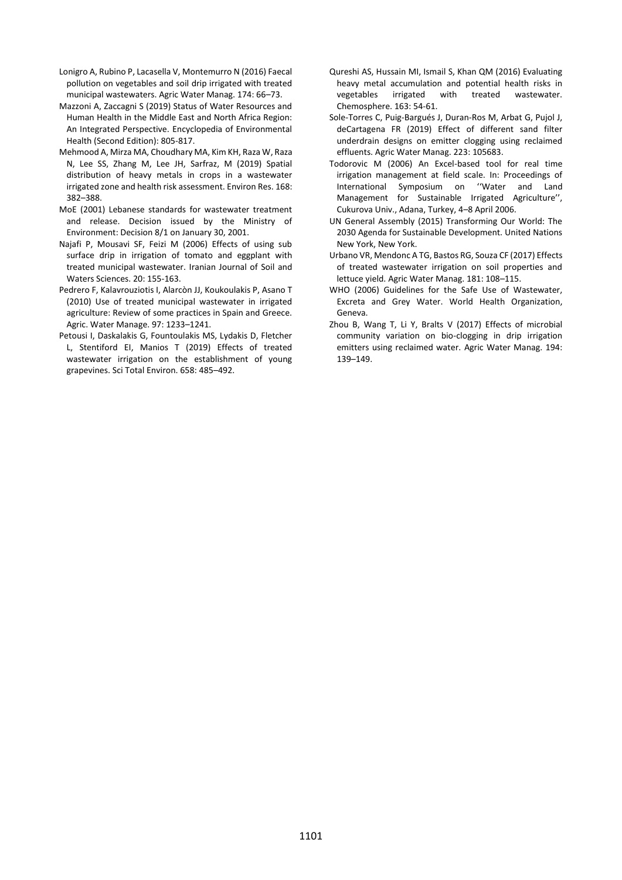Lonigro A, Rubino P, Lacasella V, Montemurro N (2016) Faecal pollution on vegetables and soil drip irrigated with treated municipal wastewaters. Agric Water Manag. 174: 66–73.

Mazzoni A, Zaccagni S (2019) Status of Water Resources and Human Health in the Middle East and North Africa Region: An Integrated Perspective. Encyclopedia of Environmental Health (Second Edition): 805-817.

Mehmood A, Mirza MA, Choudhary MA, Kim KH, Raza W, Raza N, Lee SS, Zhang M, Lee JH, Sarfraz, M (2019) Spatial distribution of heavy metals in crops in a wastewater irrigated zone and health risk assessment. Environ Res. 168: 382–388.

MoE (2001) Lebanese standards for wastewater treatment and release. Decision issued by the Ministry of Environment: Decision 8/1 on January 30, 2001.

Najafi P, Mousavi SF, Feizi M (2006) Effects of using sub surface drip in irrigation of tomato and eggplant with treated municipal wastewater. Iranian Journal of Soil and Waters Sciences. 20: 155-163.

Pedrero F, Kalavrouziotis I, Alarcòn JJ, Koukoulakis P, Asano T (2010) Use of treated municipal wastewater in irrigated agriculture: Review of some practices in Spain and Greece. Agric. Water Manage. 97: 1233–1241.

Petousi I, Daskalakis G, Fountoulakis MS, Lydakis D, Fletcher L, Stentiford EI, Manios T (2019) Effects of treated wastewater irrigation on the establishment of young grapevines. Sci Total Environ. 658: 485–492.

Qureshi AS, Hussain MI, Ismail S, Khan QM (2016) Evaluating heavy metal accumulation and potential health risks in vegetables irrigated with treated wastewater. Chemosphere. 163: 54-61.

Sole-Torres C, Puig-Bargués J, Duran-Ros M, Arbat G, Pujol J, deCartagena FR (2019) Effect of different sand filter underdrain designs on emitter clogging using reclaimed effluents. Agric Water Manag. 223: 105683.

Todorovic M (2006) An Excel-based tool for real time irrigation management at field scale. In: Proceedings of International Symposium on ''Water and Land Management for Sustainable Irrigated Agriculture'', Cukurova Univ., Adana, Turkey, 4–8 April 2006.

UN General Assembly (2015) Transforming Our World: The 2030 Agenda for Sustainable Development. United Nations New York, New York.

Urbano VR, Mendonc A TG, Bastos RG, Souza CF (2017) Effects of treated wastewater irrigation on soil properties and lettuce yield. Agric Water Manag. 181: 108–115.

WHO (2006) Guidelines for the Safe Use of Wastewater, Excreta and Grey Water. World Health Organization, Geneva.

Zhou B, Wang T, Li Y, Bralts V (2017) Effects of microbial community variation on bio-clogging in drip irrigation emitters using reclaimed water. Agric Water Manag. 194: 139–149.